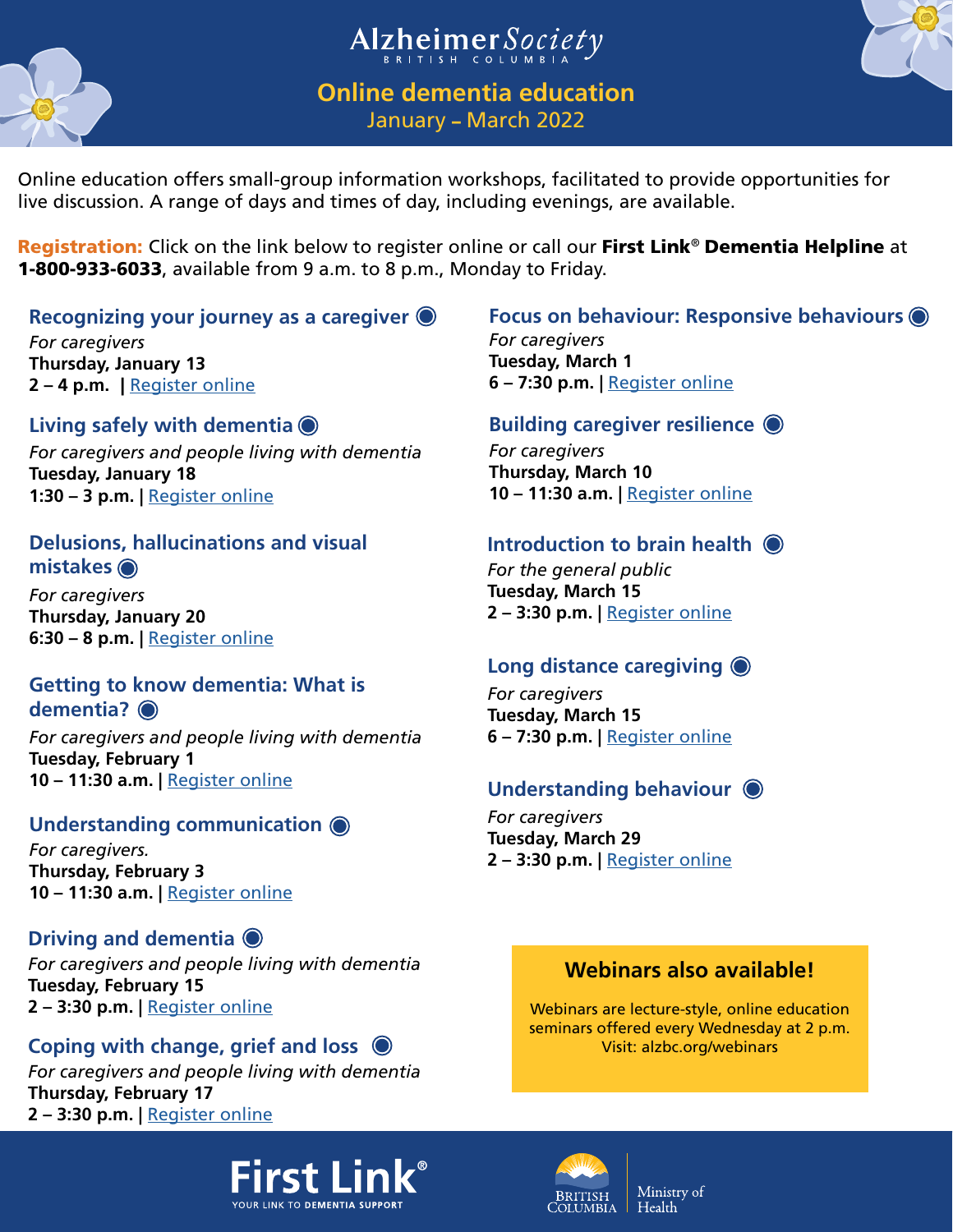# Alzheimer Society British Columbia

## Online dementia education

January – March 2022

Online education offers small-group information workshops, facilitated to provide opportunities for live discussion. A range of days and times of day, including evenings, are available.

**Registration:** Click on the link below to register online or call our **First Link® Dementia Helpline** at **1-800-933-6033**, available from 9 a.m. to 8 p.m., Monday to Friday.

### Recognizing your journey as a caregiver

*For caregivers*
**Thursday, January 13**
**2 – 4 p.m.** | Register online

### Living safely with dementia

*For caregivers and people living with dementia*
**Tuesday, January 18**
**1:30 – 3 p.m.** | Register online

### Delusions, hallucinations and visual mistakes

*For caregivers*
**Thursday, January 20**
**6:30 – 8 p.m.** | Register online

### Getting to know dementia: What is dementia?

*For caregivers and people living with dementia*
**Tuesday, February 1**
**10 – 11:30 a.m.** | Register online

### Understanding communication

*For caregivers.*
**Thursday, February 3**
**10 – 11:30 a.m.** | Register online

### Driving and dementia

*For caregivers and people living with dementia*
**Tuesday, February 15**
**2 – 3:30 p.m.** | Register online

### Coping with change, grief and loss

*For caregivers and people living with dementia*
**Thursday, February 17**
**2 – 3:30 p.m.** | Register online

### Focus on behaviour: Responsive behaviours

*For caregivers*
**Tuesday, March 1**
**6 – 7:30 p.m.** | Register online

### Building caregiver resilience

*For caregivers*
**Thursday, March 10**
**10 – 11:30 a.m.** | Register online

### Introduction to brain health

*For the general public*
**Tuesday, March 15**
**2 – 3:30 p.m.** | Register online

### Long distance caregiving

*For caregivers*
**Tuesday, March 15**
**6 – 7:30 p.m.** | Register online

### Understanding behaviour

*For caregivers*
**Tuesday, March 29**
**2 – 3:30 p.m.** | Register online

### Webinars also available!

Webinars are lecture-style, online education seminars offered every Wednesday at 2 p.m. Visit: alzbc.org/webinars

First Link® YOUR LINK TO DEMENTIA SUPPORT

British Columbia Ministry of Health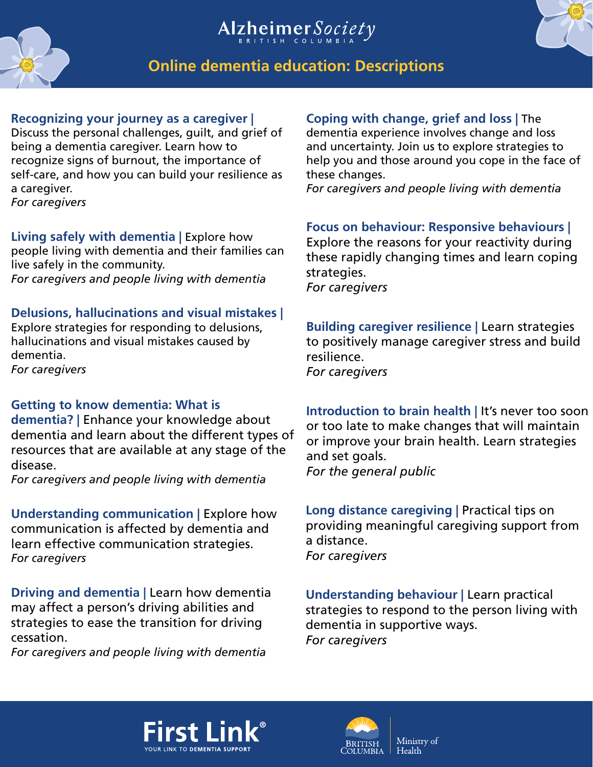# Alzheimer Society British Columbia

## Online dementia education: Descriptions

**Recognizing your journey as a caregiver |** Discuss the personal challenges, guilt, and grief of being a dementia caregiver. Learn how to recognize signs of burnout, the importance of self-care, and how you can build your resilience as a caregiver.
*For caregivers*

**Living safely with dementia |** Explore how people living with dementia and their families can live safely in the community.
*For caregivers and people living with dementia*

**Delusions, hallucinations and visual mistakes |** Explore strategies for responding to delusions, hallucinations and visual mistakes caused by dementia.
*For caregivers*

**Getting to know dementia: What is dementia? |** Enhance your knowledge about dementia and learn about the different types of resources that are available at any stage of the disease.
*For caregivers and people living with dementia*

**Understanding communication |** Explore how communication is affected by dementia and learn effective communication strategies.
*For caregivers*

**Driving and dementia |** Learn how dementia may affect a person's driving abilities and strategies to ease the transition for driving cessation.
*For caregivers and people living with dementia*

**Coping with change, grief and loss |** The dementia experience involves change and loss and uncertainty. Join us to explore strategies to help you and those around you cope in the face of these changes.
*For caregivers and people living with dementia*

**Focus on behaviour: Responsive behaviours |** Explore the reasons for your reactivity during these rapidly changing times and learn coping strategies.
*For caregivers*

**Building caregiver resilience |** Learn strategies to positively manage caregiver stress and build resilience.
*For caregivers*

**Introduction to brain health |** It's never too soon or too late to make changes that will maintain or improve your brain health. Learn strategies and set goals.
*For the general public*

**Long distance caregiving |** Practical tips on providing meaningful caregiving support from a distance.
*For caregivers*

**Understanding behaviour |** Learn practical strategies to respond to the person living with dementia in supportive ways.
*For caregivers*

First Link® YOUR LINK TO DEMENTIA SUPPORT

British Columbia Ministry of Health